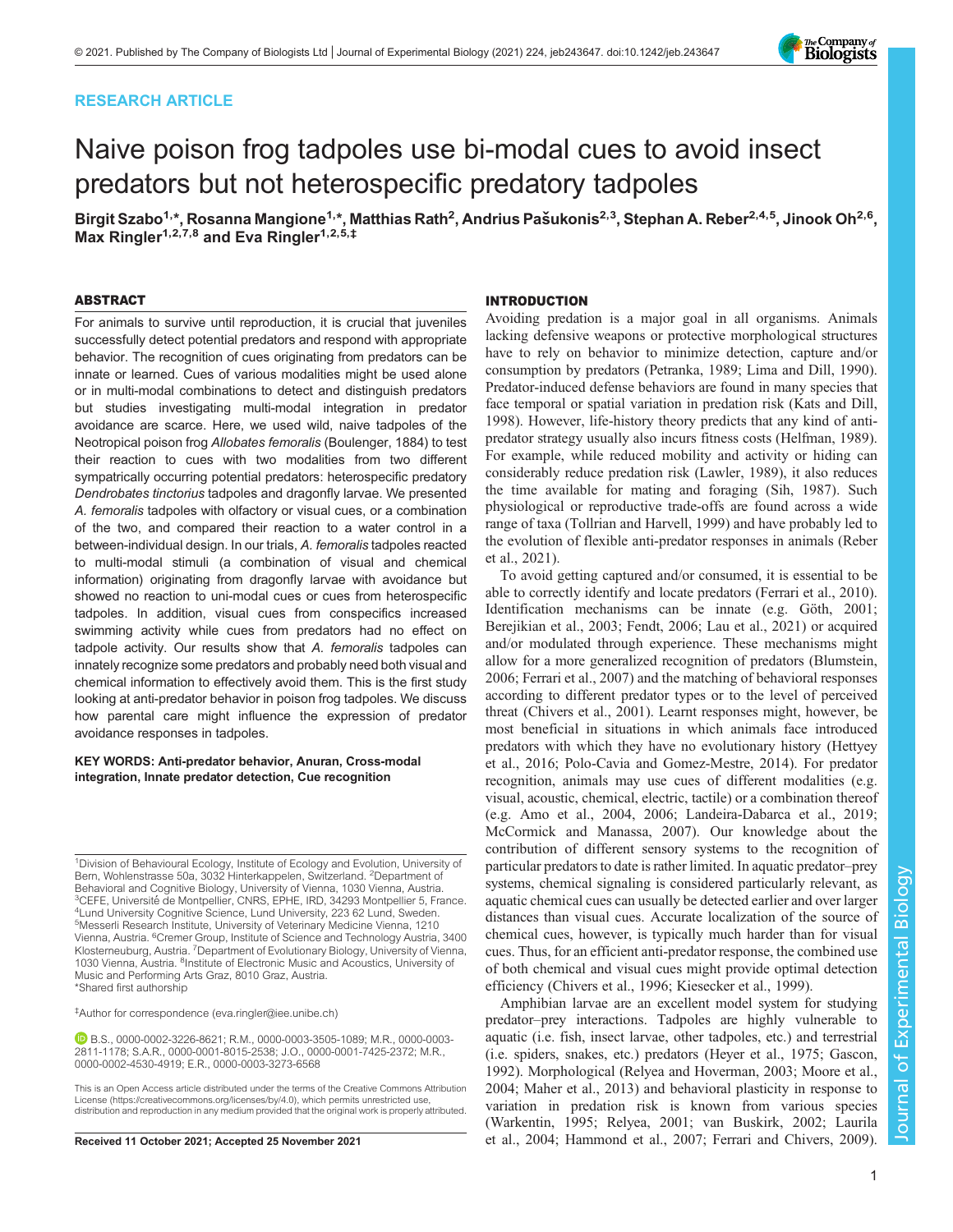RESEARCH ARTICLE

# Naive poison frog tadpoles use bi-modal cues to avoid insect predators but not heterospecific predatory tadpoles

Birgit Szabo[1,*], Rosanna Mangione[1,*], Matthias Rath[2], Andrius Pašukonis[2,3], Stephan A. Reber[2,4,5], Jinook Oh[2,6], Max Ringler[1,2,7,8] and Eva Ringler[1,2,5,‡]

## ABSTRACT

For animals to survive until reproduction, it is crucial that juveniles successfully detect potential predators and respond with appropriate behavior. The recognition of cues originating from predators can be innate or learned. Cues of various modalities might be used alone or in multi-modal combinations to detect and distinguish predators but studies investigating multi-modal integration in predator avoidance are scarce. Here, we used wild, naive tadpoles of the Neotropical poison frog *Allobates femoralis* (Boulenger, 1884) to test their reaction to cues with two modalities from two different sympatrically occurring potential predators: heterospecific predatory *Dendrobates tinctorius* tadpoles and dragonfly larvae. We presented *A. femoralis* tadpoles with olfactory or visual cues, or a combination of the two, and compared their reaction to a water control in a between-individual design. In our trials, *A. femoralis* tadpoles reacted to multi-modal stimuli (a combination of visual and chemical information) originating from dragonfly larvae with avoidance but showed no reaction to uni-modal cues or cues from heterospecific tadpoles. In addition, visual cues from conspecifics increased swimming activity while cues from predators had no effect on tadpole activity. Our results show that *A. femoralis* tadpoles can innately recognize some predators and probably need both visual and chemical information to effectively avoid them. This is the first study looking at anti-predator behavior in poison frog tadpoles. We discuss how parental care might influence the expression of predator avoidance responses in tadpoles.

**KEY WORDS: Anti-predator behavior, Anuran, Cross-modal integration, Innate predator detection, Cue recognition**

[1]Division of Behavioural Ecology, Institute of Ecology and Evolution, University of Bern, Wohlenstrasse 50a, 3032 Hinterkappelen, Switzerland. [2]Department of Behavioral and Cognitive Biology, University of Vienna, 1030 Vienna, Austria. [3]CEFE, Université de Montpellier, CNRS, EPHE, IRD, 34293 Montpellier 5, France. [4]Lund University Cognitive Science, Lund University, 223 62 Lund, Sweden. [5]Messerli Research Institute, University of Veterinary Medicine Vienna, 1210 Vienna, Austria. [6]Cremer Group, Institute of Science and Technology Austria, 3400 Klosterneuburg, Austria. [7]Department of Evolutionary Biology, University of Vienna, 1030 Vienna, Austria. [8]Institute of Electronic Music and Acoustics, University of Music and Performing Arts Graz, 8010 Graz, Austria.
*Shared first authorship

‡Author for correspondence (eva.ringler@iee.unibe.ch)

B.S., 0000-0002-3226-8621; R.M., 0000-0003-3505-1089; M.R., 0000-0003-2811-1178; S.A.R., 0000-0001-8015-2538; J.O., 0000-0001-7425-2372; M.R., 0000-0002-4530-4919; E.R., 0000-0003-3273-6568

This is an Open Access article distributed under the terms of the Creative Commons Attribution License (https://creativecommons.org/licenses/by/4.0), which permits unrestricted use, distribution and reproduction in any medium provided that the original work is properly attributed.

Received 11 October 2021; Accepted 25 November 2021

## INTRODUCTION

Avoiding predation is a major goal in all organisms. Animals lacking defensive weapons or protective morphological structures have to rely on behavior to minimize detection, capture and/or consumption by predators (Petranka, 1989; Lima and Dill, 1990). Predator-induced defense behaviors are found in many species that face temporal or spatial variation in predation risk (Kats and Dill, 1998). However, life-history theory predicts that any kind of anti-predator strategy usually also incurs fitness costs (Helfman, 1989). For example, while reduced mobility and activity or hiding can considerably reduce predation risk (Lawler, 1989), it also reduces the time available for mating and foraging (Sih, 1987). Such physiological or reproductive trade-offs are found across a wide range of taxa (Tollrian and Harvell, 1999) and have probably led to the evolution of flexible anti-predator responses in animals (Reber et al., 2021).

To avoid getting captured and/or consumed, it is essential to be able to correctly identify and locate predators (Ferrari et al., 2010). Identification mechanisms can be innate (e.g. Göth, 2001; Berejikian et al., 2003; Fendt, 2006; Lau et al., 2021) or acquired and/or modulated through experience. These mechanisms might allow for a more generalized recognition of predators (Blumstein, 2006; Ferrari et al., 2007) and the matching of behavioral responses according to different predator types or to the level of perceived threat (Chivers et al., 2001). Learnt responses might, however, be most beneficial in situations in which animals face introduced predators with which they have no evolutionary history (Hettyey et al., 2016; Polo-Cavia and Gomez-Mestre, 2014). For predator recognition, animals may use cues of different modalities (e.g. visual, acoustic, chemical, electric, tactile) or a combination thereof (e.g. Amo et al., 2004, 2006; Landeira-Dabarca et al., 2019; McCormick and Manassa, 2007). Our knowledge about the contribution of different sensory systems to the recognition of particular predators to date is rather limited. In aquatic predator–prey systems, chemical signaling is considered particularly relevant, as aquatic chemical cues can usually be detected earlier and over larger distances than visual cues. Accurate localization of the source of chemical cues, however, is typically much harder than for visual cues. Thus, for an efficient anti-predator response, the combined use of both chemical and visual cues might provide optimal detection efficiency (Chivers et al., 1996; Kiesecker et al., 1999).

Amphibian larvae are an excellent model system for studying predator–prey interactions. Tadpoles are highly vulnerable to aquatic (i.e. fish, insect larvae, other tadpoles, etc.) and terrestrial (i.e. spiders, snakes, etc.) predators (Heyer et al., 1975; Gascon, 1992). Morphological (Relyea and Hoverman, 2003; Moore et al., 2004; Maher et al., 2013) and behavioral plasticity in response to variation in predation risk is known from various species (Warkentin, 1995; Relyea, 2001; van Buskirk, 2002; Laurila et al., 2004; Hammond et al., 2007; Ferrari and Chivers, 2009).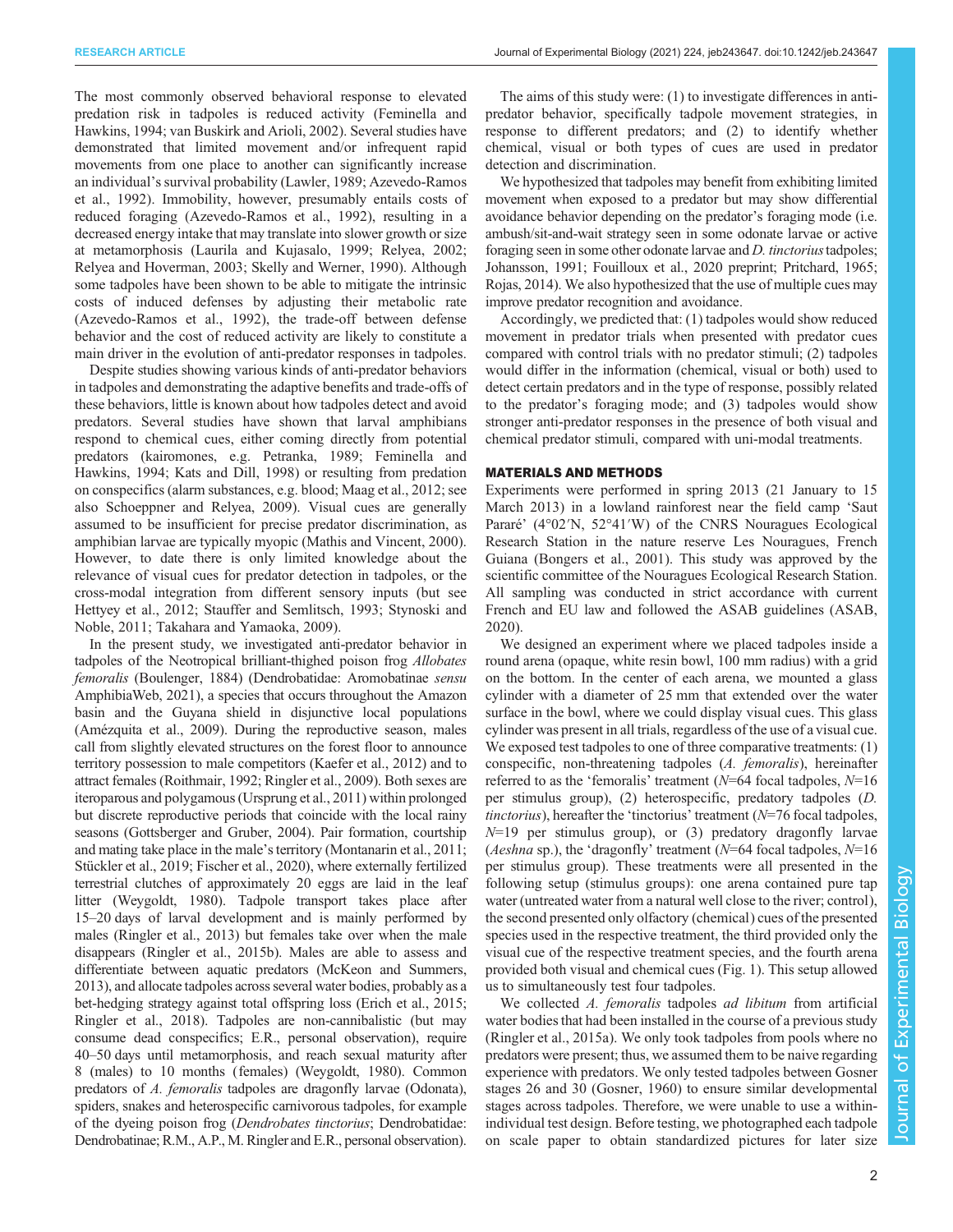The most commonly observed behavioral response to elevated predation risk in tadpoles is reduced activity (Feminella and Hawkins, 1994; van Buskirk and Arioli, 2002). Several studies have demonstrated that limited movement and/or infrequent rapid movements from one place to another can significantly increase an individual's survival probability (Lawler, 1989; Azevedo-Ramos et al., 1992). Immobility, however, presumably entails costs of reduced foraging (Azevedo-Ramos et al., 1992), resulting in a decreased energy intake that may translate into slower growth or size at metamorphosis (Laurila and Kujasalo, 1999; Relyea, 2002; Relyea and Hoverman, 2003; Skelly and Werner, 1990). Although some tadpoles have been shown to be able to mitigate the intrinsic costs of induced defenses by adjusting their metabolic rate (Azevedo-Ramos et al., 1992), the trade-off between defense behavior and the cost of reduced activity are likely to constitute a main driver in the evolution of anti-predator responses in tadpoles.

Despite studies showing various kinds of anti-predator behaviors in tadpoles and demonstrating the adaptive benefits and trade-offs of these behaviors, little is known about how tadpoles detect and avoid predators. Several studies have shown that larval amphibians respond to chemical cues, either coming directly from potential predators (kairomones, e.g. Petranka, 1989; Feminella and Hawkins, 1994; Kats and Dill, 1998) or resulting from predation on conspecifics (alarm substances, e.g. blood; Maag et al., 2012; see also Schoeppner and Relyea, 2009). Visual cues are generally assumed to be insufficient for precise predator discrimination, as amphibian larvae are typically myopic (Mathis and Vincent, 2000). However, to date there is only limited knowledge about the relevance of visual cues for predator detection in tadpoles, or the cross-modal integration from different sensory inputs (but see Hettyey et al., 2012; Stauffer and Semlitsch, 1993; Stynoski and Noble, 2011; Takahara and Yamaoka, 2009).

In the present study, we investigated anti-predator behavior in tadpoles of the Neotropical brilliant-thighed poison frog *Allobates femoralis* (Boulenger, 1884) (Dendrobatidae: Aromobatinae *sensu* AmphibiaWeb, 2021), a species that occurs throughout the Amazon basin and the Guyana shield in disjunctive local populations (Amézquita et al., 2009). During the reproductive season, males call from slightly elevated structures on the forest floor to announce territory possession to male competitors (Kaefer et al., 2012) and to attract females (Roithmair, 1992; Ringler et al., 2009). Both sexes are iteroparous and polygamous (Ursprung et al., 2011) within prolonged but discrete reproductive periods that coincide with the local rainy seasons (Gottsberger and Gruber, 2004). Pair formation, courtship and mating take place in the male's territory (Montanarin et al., 2011; Stückler et al., 2019; Fischer et al., 2020), where externally fertilized terrestrial clutches of approximately 20 eggs are laid in the leaf litter (Weygoldt, 1980). Tadpole transport takes place after 15–20 days of larval development and is mainly performed by males (Ringler et al., 2013) but females take over when the male disappears (Ringler et al., 2015b). Males are able to assess and differentiate between aquatic predators (McKeon and Summers, 2013), and allocate tadpoles across several water bodies, probably as a bet-hedging strategy against total offspring loss (Erich et al., 2015; Ringler et al., 2018). Tadpoles are non-cannibalistic (but may consume dead conspecifics; E.R., personal observation), require 40–50 days until metamorphosis, and reach sexual maturity after 8 (males) to 10 months (females) (Weygoldt, 1980). Common predators of *A. femoralis* tadpoles are dragonfly larvae (Odonata), spiders, snakes and heterospecific carnivorous tadpoles, for example of the dyeing poison frog (*Dendrobates tinctorius*; Dendrobatidae: Dendrobatinae; R.M., A.P., M. Ringler and E.R., personal observation).

The aims of this study were: (1) to investigate differences in anti-predator behavior, specifically tadpole movement strategies, in response to different predators; and (2) to identify whether chemical, visual or both types of cues are used in predator detection and discrimination.

We hypothesized that tadpoles may benefit from exhibiting limited movement when exposed to a predator but may show differential avoidance behavior depending on the predator's foraging mode (i.e. ambush/sit-and-wait strategy seen in some odonate larvae or active foraging seen in some other odonate larvae and *D. tinctorius* tadpoles; Johansson, 1991; Fouilloux et al., 2020 preprint; Pritchard, 1965; Rojas, 2014). We also hypothesized that the use of multiple cues may improve predator recognition and avoidance.

Accordingly, we predicted that: (1) tadpoles would show reduced movement in predator trials when presented with predator cues compared with control trials with no predator stimuli; (2) tadpoles would differ in the information (chemical, visual or both) used to detect certain predators and in the type of response, possibly related to the predator's foraging mode; and (3) tadpoles would show stronger anti-predator responses in the presence of both visual and chemical predator stimuli, compared with uni-modal treatments.

## MATERIALS AND METHODS

Experiments were performed in spring 2013 (21 January to 15 March 2013) in a lowland rainforest near the field camp 'Saut Pararé' (4°02′N, 52°41′W) of the CNRS Nouragues Ecological Research Station in the nature reserve Les Nouragues, French Guiana (Bongers et al., 2001). This study was approved by the scientific committee of the Nouragues Ecological Research Station. All sampling was conducted in strict accordance with current French and EU law and followed the ASAB guidelines (ASAB, 2020).

We designed an experiment where we placed tadpoles inside a round arena (opaque, white resin bowl, 100 mm radius) with a grid on the bottom. In the center of each arena, we mounted a glass cylinder with a diameter of 25 mm that extended over the water surface in the bowl, where we could display visual cues. This glass cylinder was present in all trials, regardless of the use of a visual cue. We exposed test tadpoles to one of three comparative treatments: (1) conspecific, non-threatening tadpoles (*A. femoralis*), hereinafter referred to as the 'femoralis' treatment ($N$=64 focal tadpoles, $N$=16 per stimulus group), (2) heterospecific, predatory tadpoles (*D. tinctorius*), hereafter the 'tinctorius' treatment ($N$=76 focal tadpoles, $N$=19 per stimulus group), or (3) predatory dragonfly larvae (*Aeshna* sp.), the 'dragonfly' treatment ($N$=64 focal tadpoles, $N$=16 per stimulus group). These treatments were all presented in the following setup (stimulus groups): one arena contained pure tap water (untreated water from a natural well close to the river; control), the second presented only olfactory (chemical) cues of the presented species used in the respective treatment, the third provided only the visual cue of the respective treatment species, and the fourth arena provided both visual and chemical cues (Fig. 1). This setup allowed us to simultaneously test four tadpoles.

We collected *A. femoralis* tadpoles *ad libitum* from artificial water bodies that had been installed in the course of a previous study (Ringler et al., 2015a). We only took tadpoles from pools where no predators were present; thus, we assumed them to be naive regarding experience with predators. We only tested tadpoles between Gosner stages 26 and 30 (Gosner, 1960) to ensure similar developmental stages across tadpoles. Therefore, we were unable to use a within-individual test design. Before testing, we photographed each tadpole on scale paper to obtain standardized pictures for later size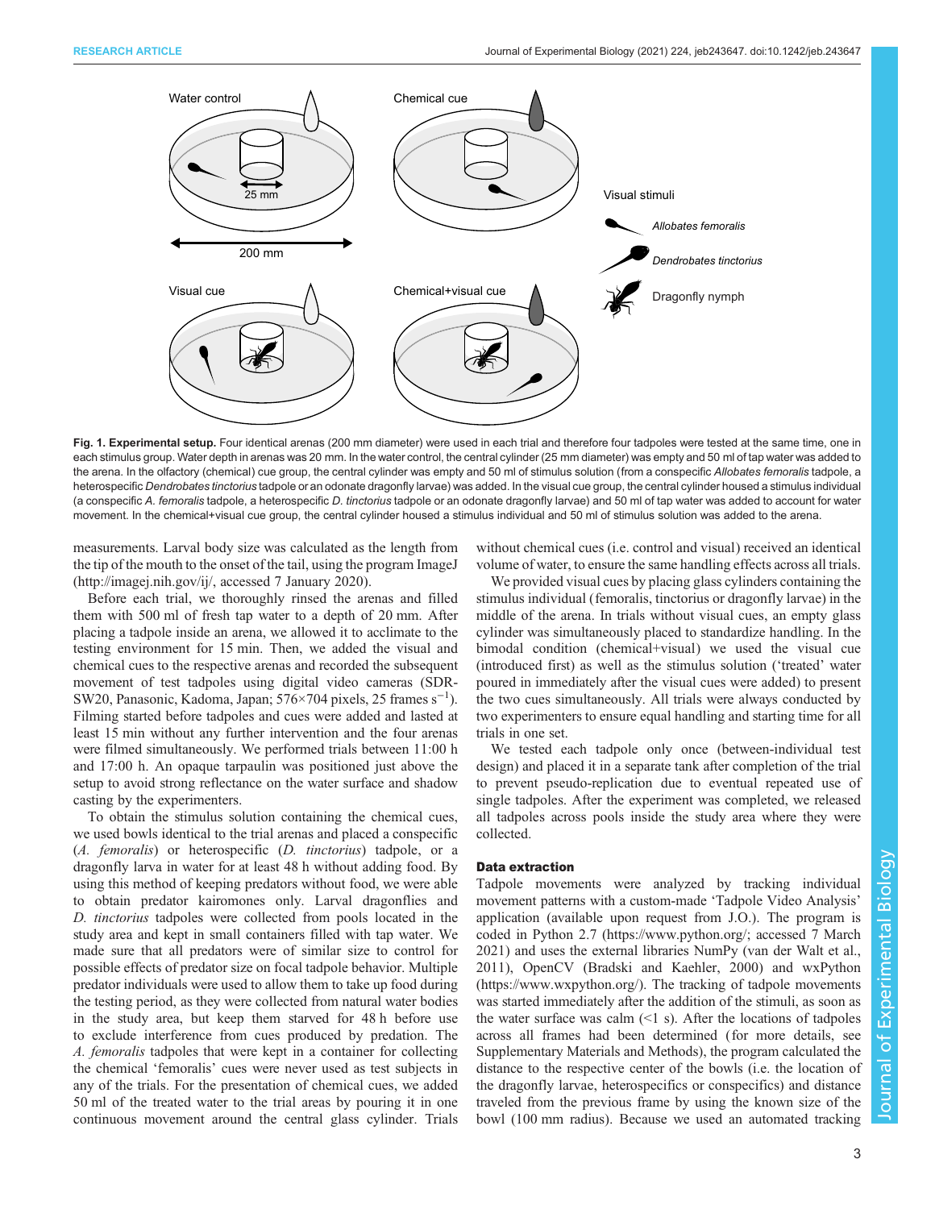**Fig. 1. Experimental setup.** Four identical arenas (200 mm diameter) were used in each trial and therefore four tadpoles were tested at the same time, one in each stimulus group. Water depth in arenas was 20 mm. In the water control, the central cylinder (25 mm diameter) was empty and 50 ml of tap water was added to the arena. In the olfactory (chemical) cue group, the central cylinder was empty and 50 ml of stimulus solution (from a conspecific *Allobates femoralis* tadpole, a heterospecific *Dendrobates tinctorius* tadpole or an odonate dragonfly larvae) was added. In the visual cue group, the central cylinder housed a stimulus individual (a conspecific *A. femoralis* tadpole, a heterospecific *D. tinctorius* tadpole or an odonate dragonfly larvae) and 50 ml of tap water was added to account for water movement. In the chemical+visual cue group, the central cylinder housed a stimulus individual and 50 ml of stimulus solution was added to the arena.

measurements. Larval body size was calculated as the length from the tip of the mouth to the onset of the tail, using the program ImageJ (http://imagej.nih.gov/ij/, accessed 7 January 2020).

Before each trial, we thoroughly rinsed the arenas and filled them with 500 ml of fresh tap water to a depth of 20 mm. After placing a tadpole inside an arena, we allowed it to acclimate to the testing environment for 15 min. Then, we added the visual and chemical cues to the respective arenas and recorded the subsequent movement of test tadpoles using digital video cameras (SDR-SW20, Panasonic, Kadoma, Japan; 576×704 pixels, 25 frames $s^{-1}$). Filming started before tadpoles and cues were added and lasted at least 15 min without any further intervention and the four arenas were filmed simultaneously. We performed trials between 11:00 h and 17:00 h. An opaque tarpaulin was positioned just above the setup to avoid strong reflectance on the water surface and shadow casting by the experimenters.

To obtain the stimulus solution containing the chemical cues, we used bowls identical to the trial arenas and placed a conspecific (*A. femoralis*) or heterospecific (*D. tinctorius*) tadpole, or a dragonfly larva in water for at least 48 h without adding food. By using this method of keeping predators without food, we were able to obtain predator kairomones only. Larval dragonflies and *D. tinctorius* tadpoles were collected from pools located in the study area and kept in small containers filled with tap water. We made sure that all predators were of similar size to control for possible effects of predator size on focal tadpole behavior. Multiple predator individuals were used to allow them to take up food during the testing period, as they were collected from natural water bodies in the study area, but keep them starved for 48 h before use to exclude interference from cues produced by predation. The *A. femoralis* tadpoles that were kept in a container for collecting the chemical 'femoralis' cues were never used as test subjects in any of the trials. For the presentation of chemical cues, we added 50 ml of the treated water to the trial areas by pouring it in one continuous movement around the central glass cylinder. Trials without chemical cues (i.e. control and visual) received an identical volume of water, to ensure the same handling effects across all trials.

We provided visual cues by placing glass cylinders containing the stimulus individual (femoralis, tinctorius or dragonfly larvae) in the middle of the arena. In trials without visual cues, an empty glass cylinder was simultaneously placed to standardize handling. In the bimodal condition (chemical+visual) we used the visual cue (introduced first) as well as the stimulus solution ('treated' water poured in immediately after the visual cues were added) to present the two cues simultaneously. All trials were always conducted by two experimenters to ensure equal handling and starting time for all trials in one set.

We tested each tadpole only once (between-individual test design) and placed it in a separate tank after completion of the trial to prevent pseudo-replication due to eventual repeated use of single tadpoles. After the experiment was completed, we released all tadpoles across pools inside the study area where they were collected.

### Data extraction

Tadpole movements were analyzed by tracking individual movement patterns with a custom-made 'Tadpole Video Analysis' application (available upon request from J.O.). The program is coded in Python 2.7 (https://www.python.org/; accessed 7 March 2021) and uses the external libraries NumPy (van der Walt et al., 2011), OpenCV (Bradski and Kaehler, 2000) and wxPython (https://www.wxpython.org/). The tracking of tadpole movements was started immediately after the addition of the stimuli, as soon as the water surface was calm (<1 s). After the locations of tadpoles across all frames had been determined (for more details, see Supplementary Materials and Methods), the program calculated the distance to the respective center of the bowls (i.e. the location of the dragonfly larvae, heterospecifics or conspecifics) and distance traveled from the previous frame by using the known size of the bowl (100 mm radius). Because we used an automated tracking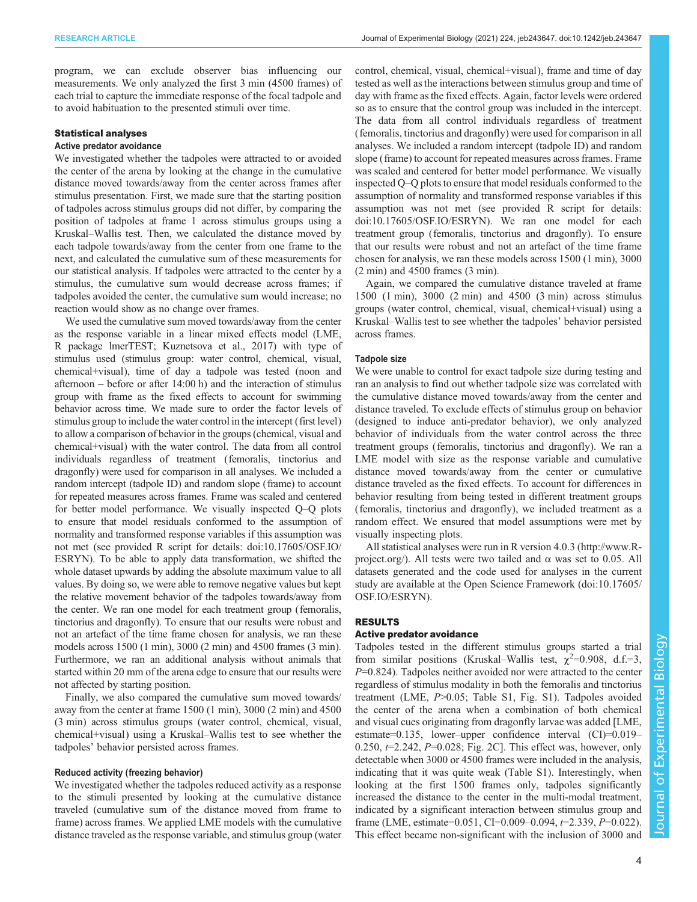program, we can exclude observer bias influencing our measurements. We only analyzed the first 3 min (4500 frames) of each trial to capture the immediate response of the focal tadpole and to avoid habituation to the presented stimuli over time.

### Statistical analyses

#### Active predator avoidance

We investigated whether the tadpoles were attracted to or avoided the center of the arena by looking at the change in the cumulative distance moved towards/away from the center across frames after stimulus presentation. First, we made sure that the starting position of tadpoles across stimulus groups did not differ, by comparing the position of tadpoles at frame 1 across stimulus groups using a Kruskal–Wallis test. Then, we calculated the distance moved by each tadpole towards/away from the center from one frame to the next, and calculated the cumulative sum of these measurements for our statistical analysis. If tadpoles were attracted to the center by a stimulus, the cumulative sum would decrease across frames; if tadpoles avoided the center, the cumulative sum would increase; no reaction would show as no change over frames.

We used the cumulative sum moved towards/away from the center as the response variable in a linear mixed effects model (LME, R package lmerTEST; Kuznetsova et al., 2017) with type of stimulus used (stimulus group: water control, chemical, visual, chemical+visual), time of day a tadpole was tested (noon and afternoon – before or after 14:00 h) and the interaction of stimulus group with frame as the fixed effects to account for swimming behavior across time. We made sure to order the factor levels of stimulus group to include the water control in the intercept (first level) to allow a comparison of behavior in the groups (chemical, visual and chemical+visual) with the water control. The data from all control individuals regardless of treatment (femoralis, tinctorius and dragonfly) were used for comparison in all analyses. We included a random intercept (tadpole ID) and random slope (frame) to account for repeated measures across frames. Frame was scaled and centered for better model performance. We visually inspected Q–Q plots to ensure that model residuals conformed to the assumption of normality and transformed response variables if this assumption was not met (see provided R script for details: doi:10.17605/OSF.IO/ESRYN). To be able to apply data transformation, we shifted the whole dataset upwards by adding the absolute maximum value to all values. By doing so, we were able to remove negative values but kept the relative movement behavior of the tadpoles towards/away from the center. We ran one model for each treatment group (femoralis, tinctorius and dragonfly). To ensure that our results were robust and not an artefact of the time frame chosen for analysis, we ran these models across 1500 (1 min), 3000 (2 min) and 4500 frames (3 min). Furthermore, we ran an additional analysis without animals that started within 20 mm of the arena edge to ensure that our results were not affected by starting position.

Finally, we also compared the cumulative sum moved towards/away from the center at frame 1500 (1 min), 3000 (2 min) and 4500 (3 min) across stimulus groups (water control, chemical, visual, chemical+visual) using a Kruskal–Wallis test to see whether the tadpoles' behavior persisted across frames.

#### Reduced activity (freezing behavior)

We investigated whether the tadpoles reduced activity as a response to the stimuli presented by looking at the cumulative distance traveled (cumulative sum of the distance moved from frame to frame) across frames. We applied LME models with the cumulative distance traveled as the response variable, and stimulus group (water control, chemical, visual, chemical+visual), frame and time of day tested as well as the interactions between stimulus group and time of day with frame as the fixed effects. Again, factor levels were ordered so as to ensure that the control group was included in the intercept. The data from all control individuals regardless of treatment (femoralis, tinctorius and dragonfly) were used for comparison in all analyses. We included a random intercept (tadpole ID) and random slope (frame) to account for repeated measures across frames. Frame was scaled and centered for better model performance. We visually inspected Q–Q plots to ensure that model residuals conformed to the assumption of normality and transformed response variables if this assumption was not met (see provided R script for details: doi:10.17605/OSF.IO/ESRYN). We ran one model for each treatment group (femoralis, tinctorius and dragonfly). To ensure that our results were robust and not an artefact of the time frame chosen for analysis, we ran these models across 1500 (1 min), 3000 (2 min) and 4500 frames (3 min).

Again, we compared the cumulative distance traveled at frame 1500 (1 min), 3000 (2 min) and 4500 (3 min) across stimulus groups (water control, chemical, visual, chemical+visual) using a Kruskal–Wallis test to see whether the tadpoles' behavior persisted across frames.

#### Tadpole size

We were unable to control for exact tadpole size during testing and ran an analysis to find out whether tadpole size was correlated with the cumulative distance moved towards/away from the center and distance traveled. To exclude effects of stimulus group on behavior (designed to induce anti-predator behavior), we only analyzed behavior of individuals from the water control across the three treatment groups (femoralis, tinctorius and dragonfly). We ran a LME model with size as the response variable and cumulative distance moved towards/away from the center or cumulative distance traveled as the fixed effects. To account for differences in behavior resulting from being tested in different treatment groups (femoralis, tinctorius and dragonfly), we included treatment as a random effect. We ensured that model assumptions were met by visually inspecting plots.

All statistical analyses were run in R version 4.0.3 (http://www.R-project.org/). All tests were two tailed and α was set to 0.05. All datasets generated and the code used for analyses in the current study are available at the Open Science Framework (doi:10.17605/OSF.IO/ESRYN).

## RESULTS

### Active predator avoidance

Tadpoles tested in the different stimulus groups started a trial from similar positions (Kruskal–Wallis test, $\chi^2$=0.908, d.f.=3, $P$=0.824). Tadpoles neither avoided nor were attracted to the center regardless of stimulus modality in both the femoralis and tinctorius treatment (LME, $P$>0.05; Table S1, Fig. S1). Tadpoles avoided the center of the arena when a combination of both chemical and visual cues originating from dragonfly larvae was added [LME, estimate=0.135, lower–upper confidence interval (CI)=0.019–0.250, $t$=2.242, $P$=0.028; Fig. 2C]. This effect was, however, only detectable when 3000 or 4500 frames were included in the analysis, indicating that it was quite weak (Table S1). Interestingly, when looking at the first 1500 frames only, tadpoles significantly increased the distance to the center in the multi-modal treatment, indicated by a significant interaction between stimulus group and frame (LME, estimate=0.051, CI=0.009–0.094, $t$=2.339, $P$=0.022). This effect became non-significant with the inclusion of 3000 and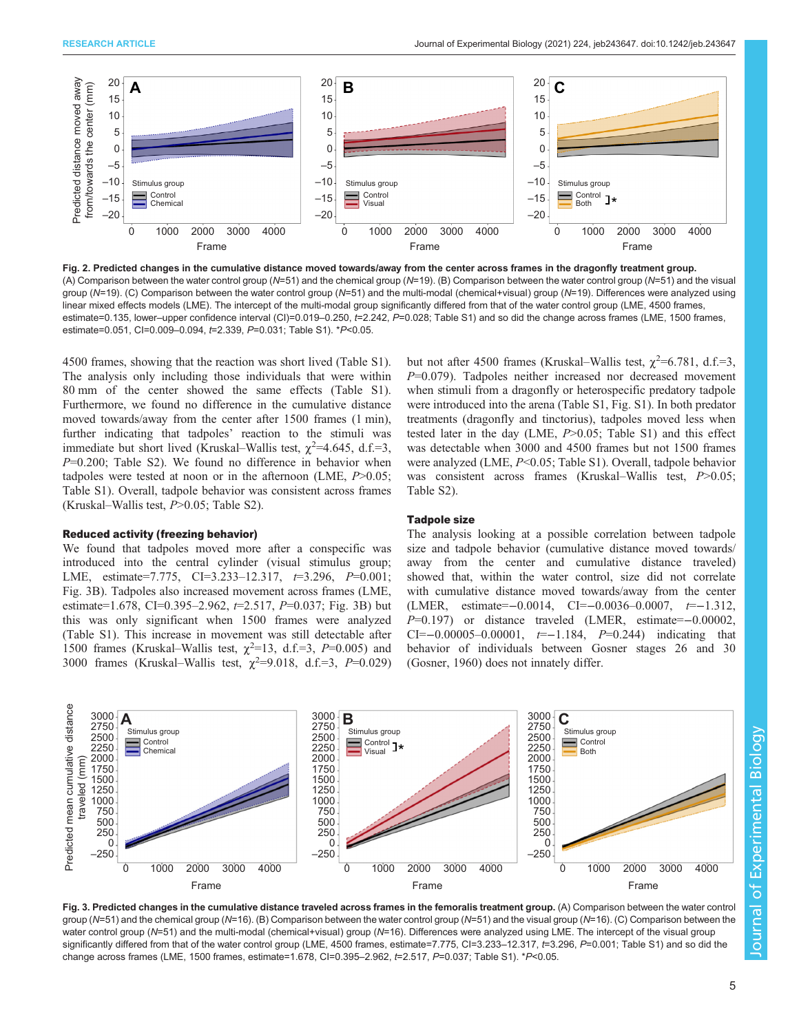Fig. 2. Predicted changes in the cumulative distance moved towards/away from the center across frames in the dragonfly treatment group. (A) Comparison between the water control group (*N*=51) and the chemical group (*N*=19). (B) Comparison between the water control group (*N*=51) and the visual group (*N*=19). (C) Comparison between the water control group (*N*=51) and the multi-modal (chemical+visual) group (*N*=19). Differences were analyzed using linear mixed effects models (LME). The intercept of the multi-modal group significantly differed from that of the water control group (LME, 4500 frames, estimate=0.135, lower–upper confidence interval (CI)=0.019–0.250, *t*=2.242, *P*=0.028; Table S1) and so did the change across frames (LME, 1500 frames, estimate=0.051, CI=0.009–0.094, *t*=2.339, *P*=0.031; Table S1). \**P*<0.05.

4500 frames, showing that the reaction was short lived (Table S1). The analysis only including those individuals that were within 80 mm of the center showed the same effects (Table S1). Furthermore, we found no difference in the cumulative distance moved towards/away from the center after 1500 frames (1 min), further indicating that tadpoles' reaction to the stimuli was immediate but short lived (Kruskal–Wallis test, $\chi^2$=4.645, d.f.=3, *P*=0.200; Table S2). We found no difference in behavior when tadpoles were tested at noon or in the afternoon (LME, *P*>0.05; Table S1). Overall, tadpole behavior was consistent across frames (Kruskal–Wallis test, *P*>0.05; Table S2).

### Reduced activity (freezing behavior)

We found that tadpoles moved more after a conspecific was introduced into the central cylinder (visual stimulus group; LME, estimate=7.775, CI=3.233–12.317, *t*=3.296, *P*=0.001; Fig. 3B). Tadpoles also increased movement across frames (LME, estimate=1.678, CI=0.395–2.962, *t*=2.517, *P*=0.037; Fig. 3B) but this was only significant when 1500 frames were analyzed (Table S1). This increase in movement was still detectable after 1500 frames (Kruskal–Wallis test, $\chi^2$=13, d.f.=3, *P*=0.005) and 3000 frames (Kruskal–Wallis test, $\chi^2$=9.018, d.f.=3, *P*=0.029) but not after 4500 frames (Kruskal–Wallis test, $\chi^2$=6.781, d.f.=3, *P*=0.079). Tadpoles neither increased nor decreased movement when stimuli from a dragonfly or heterospecific predatory tadpole were introduced into the arena (Table S1, Fig. S1). In both predator treatments (dragonfly and tinctorius), tadpoles moved less when tested later in the day (LME, *P*>0.05; Table S1) and this effect was detectable when 3000 and 4500 frames but not 1500 frames were analyzed (LME, *P*<0.05; Table S1). Overall, tadpole behavior was consistent across frames (Kruskal–Wallis test, *P*>0.05; Table S2).

### Tadpole size

The analysis looking at a possible correlation between tadpole size and tadpole behavior (cumulative distance moved towards/away from the center and cumulative distance traveled) showed that, within the water control, size did not correlate with cumulative distance moved towards/away from the center (LMER, estimate=−0.0014, CI=−0.0036–0.0007, *t*=−1.312, *P*=0.197) or distance traveled (LMER, estimate=−0.00002, CI=−0.00005–0.00001, *t*=−1.184, *P*=0.244) indicating that behavior of individuals between Gosner stages 26 and 30 (Gosner, 1960) does not innately differ.

Fig. 3. Predicted changes in the cumulative distance traveled across frames in the femoralis treatment group. (A) Comparison between the water control group (*N*=51) and the chemical group (*N*=16). (B) Comparison between the water control group (*N*=51) and the visual group (*N*=16). (C) Comparison between the water control group (*N*=51) and the multi-modal (chemical+visual) group (*N*=16). Differences were analyzed using LME. The intercept of the visual group significantly differed from that of the water control group (LME, 4500 frames, estimate=7.775, CI=3.233–12.317, *t*=3.296, *P*=0.001; Table S1) and so did the change across frames (LME, 1500 frames, estimate=1.678, CI=0.395–2.962, *t*=2.517, *P*=0.037; Table S1). \**P*<0.05.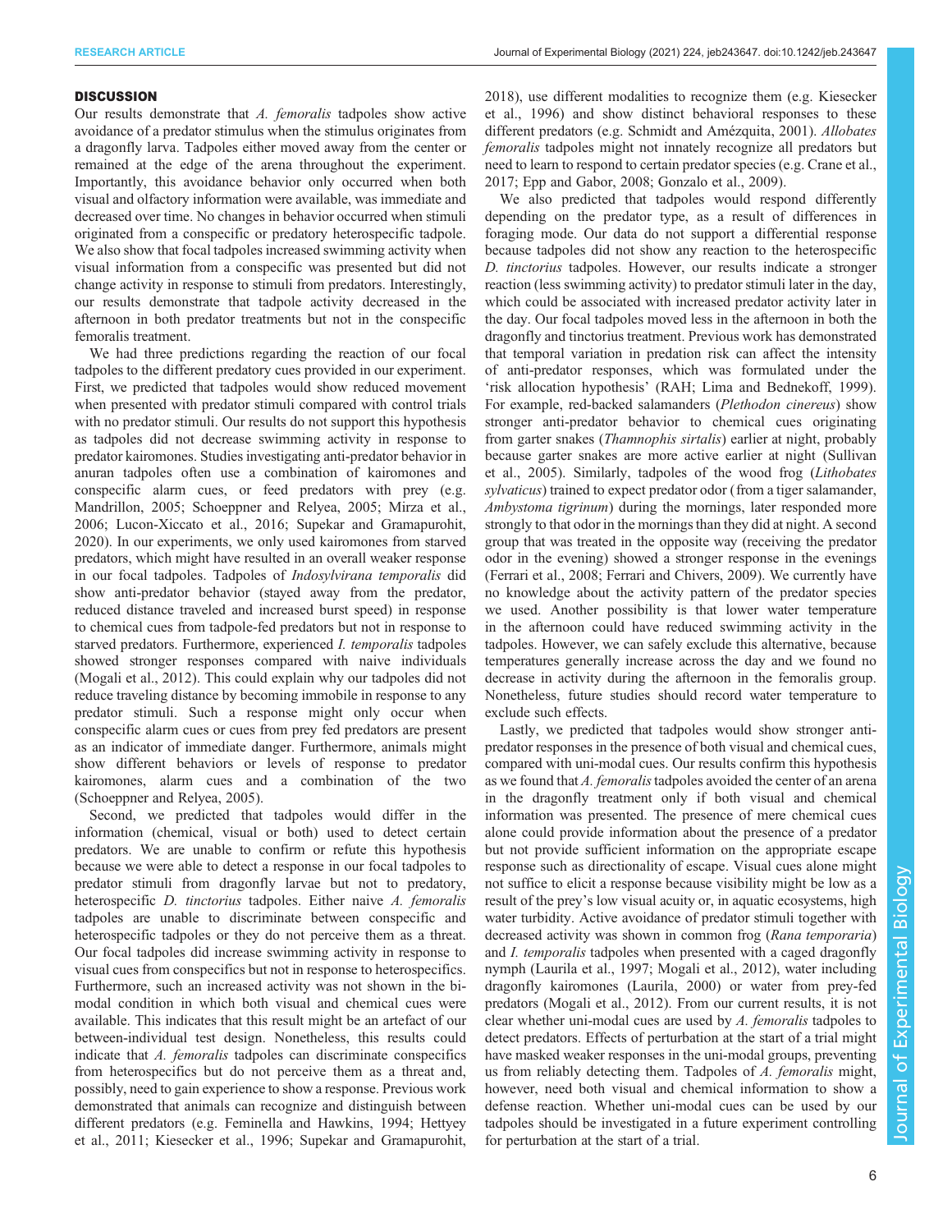## DISCUSSION

Our results demonstrate that *A. femoralis* tadpoles show active avoidance of a predator stimulus when the stimulus originates from a dragonfly larva. Tadpoles either moved away from the center or remained at the edge of the arena throughout the experiment. Importantly, this avoidance behavior only occurred when both visual and olfactory information were available, was immediate and decreased over time. No changes in behavior occurred when stimuli originated from a conspecific or predatory heterospecific tadpole. We also show that focal tadpoles increased swimming activity when visual information from a conspecific was presented but did not change activity in response to stimuli from predators. Interestingly, our results demonstrate that tadpole activity decreased in the afternoon in both predator treatments but not in the conspecific femoralis treatment.

We had three predictions regarding the reaction of our focal tadpoles to the different predatory cues provided in our experiment. First, we predicted that tadpoles would show reduced movement when presented with predator stimuli compared with control trials with no predator stimuli. Our results do not support this hypothesis as tadpoles did not decrease swimming activity in response to predator kairomones. Studies investigating anti-predator behavior in anuran tadpoles often use a combination of kairomones and conspecific alarm cues, or feed predators with prey (e.g. Mandrillon, 2005; Schoeppner and Relyea, 2005; Mirza et al., 2006; Lucon-Xiccato et al., 2016; Supekar and Gramapurohit, 2020). In our experiments, we only used kairomones from starved predators, which might have resulted in an overall weaker response in our focal tadpoles. Tadpoles of *Indosylvirana temporalis* did show anti-predator behavior (stayed away from the predator, reduced distance traveled and increased burst speed) in response to chemical cues from tadpole-fed predators but not in response to starved predators. Furthermore, experienced *I. temporalis* tadpoles showed stronger responses compared with naive individuals (Mogali et al., 2012). This could explain why our tadpoles did not reduce traveling distance by becoming immobile in response to any predator stimuli. Such a response might only occur when conspecific alarm cues or cues from prey fed predators are present as an indicator of immediate danger. Furthermore, animals might show different behaviors or levels of response to predator kairomones, alarm cues and a combination of the two (Schoeppner and Relyea, 2005).

Second, we predicted that tadpoles would differ in the information (chemical, visual or both) used to detect certain predators. We are unable to confirm or refute this hypothesis because we were able to detect a response in our focal tadpoles to predator stimuli from dragonfly larvae but not to predatory, heterospecific *D. tinctorius* tadpoles. Either naive *A. femoralis* tadpoles are unable to discriminate between conspecific and heterospecific tadpoles or they do not perceive them as a threat. Our focal tadpoles did increase swimming activity in response to visual cues from conspecifics but not in response to heterospecifics. Furthermore, such an increased activity was not shown in the bi-modal condition in which both visual and chemical cues were available. This indicates that this result might be an artefact of our between-individual test design. Nonetheless, this results could indicate that *A. femoralis* tadpoles can discriminate conspecifics from heterospecifics but do not perceive them as a threat and, possibly, need to gain experience to show a response. Previous work demonstrated that animals can recognize and distinguish between different predators (e.g. Feminella and Hawkins, 1994; Hettyey et al., 2011; Kiesecker et al., 1996; Supekar and Gramapurohit, 2018), use different modalities to recognize them (e.g. Kiesecker et al., 1996) and show distinct behavioral responses to these different predators (e.g. Schmidt and Amézquita, 2001). *Allobates femoralis* tadpoles might not innately recognize all predators but need to learn to respond to certain predator species (e.g. Crane et al., 2017; Epp and Gabor, 2008; Gonzalo et al., 2009).

We also predicted that tadpoles would respond differently depending on the predator type, as a result of differences in foraging mode. Our data do not support a differential response because tadpoles did not show any reaction to the heterospecific *D. tinctorius* tadpoles. However, our results indicate a stronger reaction (less swimming activity) to predator stimuli later in the day, which could be associated with increased predator activity later in the day. Our focal tadpoles moved less in the afternoon in both the dragonfly and tinctorius treatment. Previous work has demonstrated that temporal variation in predation risk can affect the intensity of anti-predator responses, which was formulated under the 'risk allocation hypothesis' (RAH; Lima and Bednekoff, 1999). For example, red-backed salamanders (*Plethodon cinereus*) show stronger anti-predator behavior to chemical cues originating from garter snakes (*Thamnophis sirtalis*) earlier at night, probably because garter snakes are more active earlier at night (Sullivan et al., 2005). Similarly, tadpoles of the wood frog (*Lithobates sylvaticus*) trained to expect predator odor (from a tiger salamander, *Ambystoma tigrinum*) during the mornings, later responded more strongly to that odor in the mornings than they did at night. A second group that was treated in the opposite way (receiving the predator odor in the evening) showed a stronger response in the evenings (Ferrari et al., 2008; Ferrari and Chivers, 2009). We currently have no knowledge about the activity pattern of the predator species we used. Another possibility is that lower water temperature in the afternoon could have reduced swimming activity in the tadpoles. However, we can safely exclude this alternative, because temperatures generally increase across the day and we found no decrease in activity during the afternoon in the femoralis group. Nonetheless, future studies should record water temperature to exclude such effects.

Lastly, we predicted that tadpoles would show stronger anti-predator responses in the presence of both visual and chemical cues, compared with uni-modal cues. Our results confirm this hypothesis as we found that *A. femoralis* tadpoles avoided the center of an arena in the dragonfly treatment only if both visual and chemical information was presented. The presence of mere chemical cues alone could provide information about the presence of a predator but not provide sufficient information on the appropriate escape response such as directionality of escape. Visual cues alone might not suffice to elicit a response because visibility might be low as a result of the prey's low visual acuity or, in aquatic ecosystems, high water turbidity. Active avoidance of predator stimuli together with decreased activity was shown in common frog (*Rana temporaria*) and *I. temporalis* tadpoles when presented with a caged dragonfly nymph (Laurila et al., 1997; Mogali et al., 2012), water including dragonfly kairomones (Laurila, 2000) or water from prey-fed predators (Mogali et al., 2012). From our current results, it is not clear whether uni-modal cues are used by *A. femoralis* tadpoles to detect predators. Effects of perturbation at the start of a trial might have masked weaker responses in the uni-modal groups, preventing us from reliably detecting them. Tadpoles of *A. femoralis* might, however, need both visual and chemical information to show a defense reaction. Whether uni-modal cues can be used by our tadpoles should be investigated in a future experiment controlling for perturbation at the start of a trial.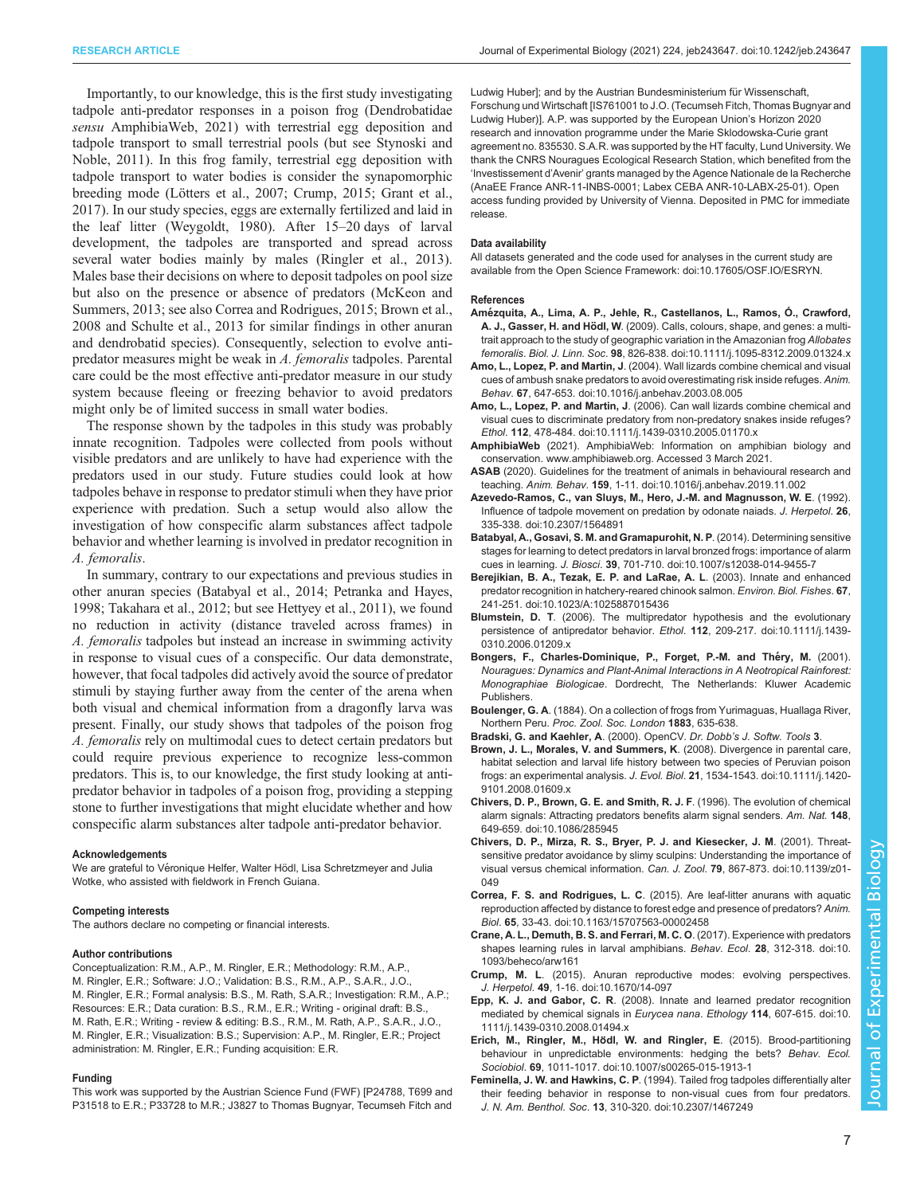Importantly, to our knowledge, this is the first study investigating tadpole anti-predator responses in a poison frog (Dendrobatidae *sensu* AmphibiaWeb, 2021) with terrestrial egg deposition and tadpole transport to small terrestrial pools (but see Stynoski and Noble, 2011). In this frog family, terrestrial egg deposition with tadpole transport to water bodies is consider the synapomorphic breeding mode (Lötters et al., 2007; Crump, 2015; Grant et al., 2017). In our study species, eggs are externally fertilized and laid in the leaf litter (Weygoldt, 1980). After 15–20 days of larval development, the tadpoles are transported and spread across several water bodies mainly by males (Ringler et al., 2013). Males base their decisions on where to deposit tadpoles on pool size but also on the presence or absence of predators (McKeon and Summers, 2013; see also Correa and Rodrigues, 2015; Brown et al., 2008 and Schulte et al., 2013 for similar findings in other anuran and dendrobatid species). Consequently, selection to evolve anti-predator measures might be weak in *A. femoralis* tadpoles. Parental care could be the most effective anti-predator measure in our study system because fleeing or freezing behavior to avoid predators might only be of limited success in small water bodies.

The response shown by the tadpoles in this study was probably innate recognition. Tadpoles were collected from pools without visible predators and are unlikely to have had experience with the predators used in our study. Future studies could look at how tadpoles behave in response to predator stimuli when they have prior experience with predation. Such a setup would also allow the investigation of how conspecific alarm substances affect tadpole behavior and whether learning is involved in predator recognition in *A. femoralis*.

In summary, contrary to our expectations and previous studies in other anuran species (Batabyal et al., 2014; Petranka and Hayes, 1998; Takahara et al., 2012; but see Hettyey et al., 2011), we found no reduction in activity (distance traveled across frames) in *A. femoralis* tadpoles but instead an increase in swimming activity in response to visual cues of a conspecific. Our data demonstrate, however, that focal tadpoles did actively avoid the source of predator stimuli by staying further away from the center of the arena when both visual and chemical information from a dragonfly larva was present. Finally, our study shows that tadpoles of the poison frog *A. femoralis* rely on multimodal cues to detect certain predators but could require previous experience to recognize less-common predators. This is, to our knowledge, the first study looking at anti-predator behavior in tadpoles of a poison frog, providing a stepping stone to further investigations that might elucidate whether and how conspecific alarm substances alter tadpole anti-predator behavior.

#### Acknowledgements

We are grateful to Véronique Helfer, Walter Hödl, Lisa Schretzmeyer and Julia Wotke, who assisted with fieldwork in French Guiana.

#### Competing interests

The authors declare no competing or financial interests.

#### Author contributions

Conceptualization: R.M., A.P., M. Ringler, E.R.; Methodology: R.M., A.P., M. Ringler, E.R.; Software: J.O.; Validation: B.S., R.M., A.P., S.A.R., J.O., M. Ringler, E.R.; Formal analysis: B.S., M. Rath, S.A.R.; Investigation: R.M., A.P.; Resources: E.R.; Data curation: B.S., R.M., E.R.; Writing - original draft: B.S., M. Rath, E.R.; Writing - review & editing: B.S., R.M., M. Rath, A.P., S.A.R., J.O., M. Ringler, E.R.; Visualization: B.S.; Supervision: A.P., M. Ringler, E.R.; Project administration: M. Ringler, E.R.; Funding acquisition: E.R.

#### Funding

This work was supported by the Austrian Science Fund (FWF) [P24788, T699 and P31518 to E.R.; P33728 to M.R.; J3827 to Thomas Bugnyar, Tecumseh Fitch and Ludwig Huber]; and by the Austrian Bundesministerium für Wissenschaft, Forschung und Wirtschaft [IS761001 to J.O. (Tecumseh Fitch, Thomas Bugnyar and Ludwig Huber)]. A.P. was supported by the European Union's Horizon 2020 research and innovation programme under the Marie Sklodowska-Curie grant agreement no. 835530. S.A.R. was supported by the HT faculty, Lund University. We thank the CNRS Nouragues Ecological Research Station, which benefited from the 'Investissement d'Avenir' grants managed by the Agence Nationale de la Recherche (AnaEE France ANR-11-INBS-0001; Labex CEBA ANR-10-LABX-25-01). Open access funding provided by University of Vienna. Deposited in PMC for immediate release.

#### Data availability

All datasets generated and the code used for analyses in the current study are available from the Open Science Framework: doi:10.17605/OSF.IO/ESRYN.

#### References

**Amézquita, A., Lima, A. P., Jehle, R., Castellanos, L., Ramos, Ó., Crawford, A. J., Gasser, H. and Hödl, W.** (2009). Calls, colours, shape, and genes: a multi-trait approach to the study of geographic variation in the Amazonian frog *Allobates femoralis*. *Biol. J. Linn. Soc.* **98**, 826-838. doi:10.1111/j.1095-8312.2009.01324.x

**Amo, L., Lopez, P. and Martin, J.** (2004). Wall lizards combine chemical and visual cues of ambush snake predators to avoid overestimating risk inside refuges. *Anim. Behav.* **67**, 647-653. doi:10.1016/j.anbehav.2003.08.005

**Amo, L., Lopez, P. and Martin, J.** (2006). Can wall lizards combine chemical and visual cues to discriminate predatory from non-predatory snakes inside refuges? *Ethol.* **112**, 478-484. doi:10.1111/j.1439-0310.2005.01170.x

**AmphibiaWeb** (2021). AmphibiaWeb: Information on amphibian biology and conservation. www.amphibiaweb.org. Accessed 3 March 2021.

**ASAB** (2020). Guidelines for the treatment of animals in behavioural research and teaching. *Anim. Behav.* **159**, 1-11. doi:10.1016/j.anbehav.2019.11.002

**Azevedo-Ramos, C., van Sluys, M., Hero, J.-M. and Magnusson, W. E.** (1992). Influence of tadpole movement on predation by odonate naiads. *J. Herpetol.* **26**, 335-338. doi:10.2307/1564891

**Batabyal, A., Gosavi, S. M. and Gramapurohit, N. P.** (2014). Determining sensitive stages for learning to detect predators in larval bronzed frogs: importance of alarm cues in learning. *J. Biosci.* **39**, 701-710. doi:10.1007/s12038-014-9455-7

**Berejikian, B. A., Tezak, E. P. and LaRae, A. L.** (2003). Innate and enhanced predator recognition in hatchery-reared chinook salmon. *Environ. Biol. Fishes*. **67**, 241-251. doi:10.1023/A:1025887015436

**Blumstein, D. T.** (2006). The multipredator hypothesis and the evolutionary persistence of antipredator behavior. *Ethol.* **112**, 209-217. doi:10.1111/j.1439-0310.2006.01209.x

**Bongers, F., Charles-Dominique, P., Forget, P.-M. and Théry, M.** (2001). *Nouragues: Dynamics and Plant-Animal Interactions in A Neotropical Rainforest: Monographiae Biologicae*. Dordrecht, The Netherlands: Kluwer Academic Publishers.

**Boulenger, G. A.** (1884). On a collection of frogs from Yurimaguas, Huallaga River, Northern Peru. *Proc. Zool. Soc. London* **1883**, 635-638.

**Bradski, G. and Kaehler, A.** (2000). OpenCV. *Dr. Dobb's J. Softw. Tools* **3**.

**Brown, J. L., Morales, V. and Summers, K.** (2008). Divergence in parental care, habitat selection and larval life history between two species of Peruvian poison frogs: an experimental analysis. *J. Evol. Biol.* **21**, 1534-1543. doi:10.1111/j.1420-9101.2008.01609.x

**Chivers, D. P., Brown, G. E. and Smith, R. J. F.** (1996). The evolution of chemical alarm signals: Attracting predators benefits alarm signal senders. *Am. Nat.* **148**, 649-659. doi:10.1086/285945

**Chivers, D. P., Mirza, R. S., Bryer, P. J. and Kiesecker, J. M.** (2001). Threat-sensitive predator avoidance by slimy sculpins: Understanding the importance of visual versus chemical information. *Can. J. Zool.* **79**, 867-873. doi:10.1139/z01-049

**Correa, F. S. and Rodrigues, L. C.** (2015). Are leaf-litter anurans with aquatic reproduction affected by distance to forest edge and presence of predators? *Anim. Biol.* **65**, 33-43. doi:10.1163/15707563-00002458

**Crane, A. L., Demuth, B. S. and Ferrari, M. C. O.** (2017). Experience with predators shapes learning rules in larval amphibians. *Behav. Ecol.* **28**, 312-318. doi:10.1093/beheco/arw161

**Crump, M. L.** (2015). Anuran reproductive modes: evolving perspectives. *J. Herpetol.* **49**, 1-16. doi:10.1670/14-097

**Epp, K. J. and Gabor, C. R.** (2008). Innate and learned predator recognition mediated by chemical signals in *Eurycea nana*. *Ethology* **114**, 607-615. doi:10.1111/j.1439-0310.2008.01494.x

**Erich, M., Ringler, M., Hödl, W. and Ringler, E.** (2015). Brood-partitioning behaviour in unpredictable environments: hedging the bets? *Behav. Ecol. Sociobiol.* **69**, 1011-1017. doi:10.1007/s00265-015-1913-1

**Feminella, J. W. and Hawkins, C. P.** (1994). Tailed frog tadpoles differentially alter their feeding behavior in response to non-visual cues from four predators. *J. N. Am. Benthol. Soc.* **13**, 310-320. doi:10.2307/1467249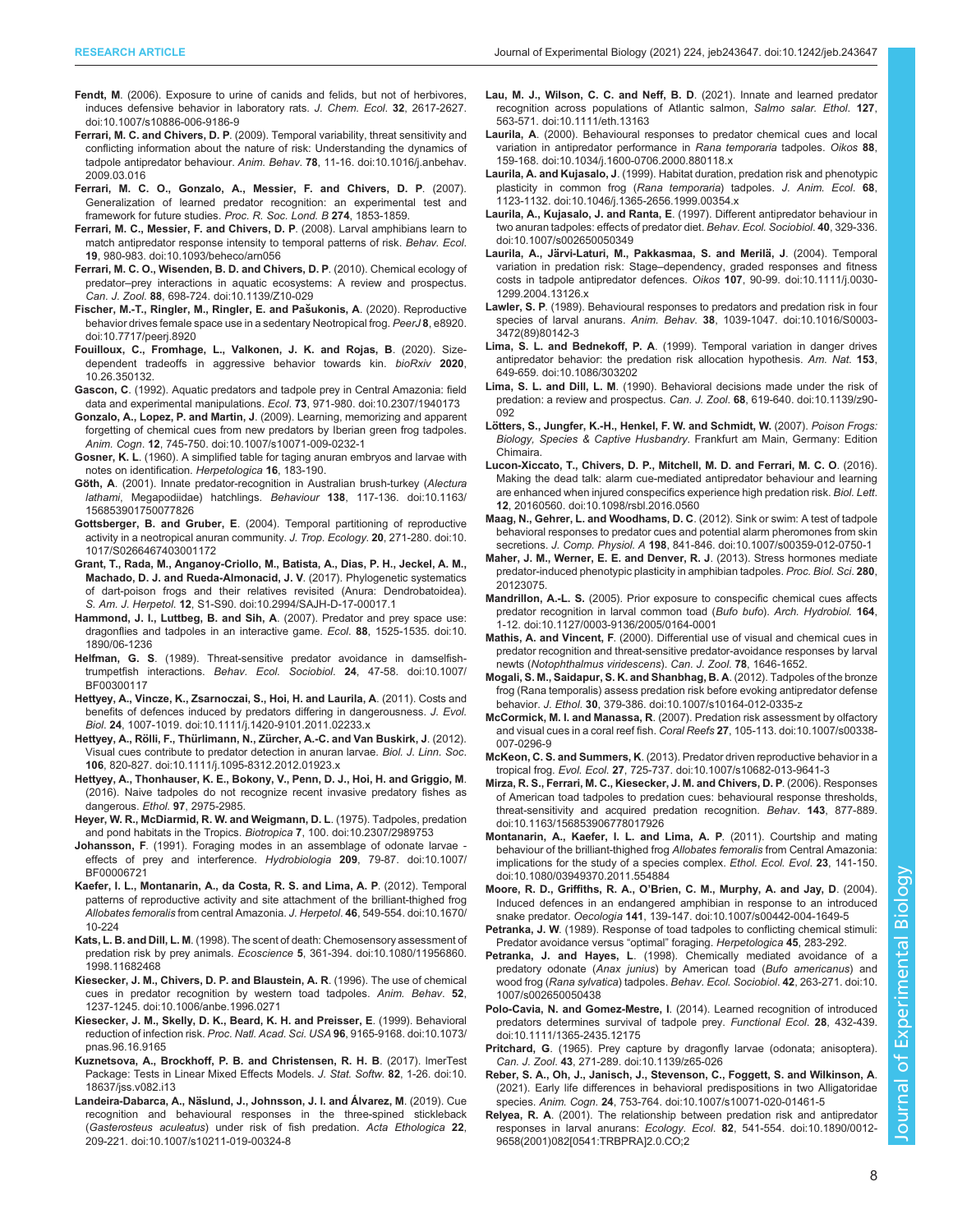**Fendt, M.** (2006). Exposure to urine of canids and felids, but not of herbivores, induces defensive behavior in laboratory rats. *J. Chem. Ecol.* **32**, 2617-2627. doi:10.1007/s10886-006-9186-9

**Ferrari, M. C. and Chivers, D. P.** (2009). Temporal variability, threat sensitivity and conflicting information about the nature of risk: Understanding the dynamics of tadpole antipredator behaviour. *Anim. Behav.* **78**, 11-16. doi:10.1016/j.anbehav.2009.03.016

**Ferrari, M. C. O., Gonzalo, A., Messier, F. and Chivers, D. P.** (2007). Generalization of learned predator recognition: an experimental test and framework for future studies. *Proc. R. Soc. Lond. B* **274**, 1853-1859.

**Ferrari, M. C., Messier, F. and Chivers, D. P.** (2008). Larval amphibians learn to match antipredator response intensity to temporal patterns of risk. *Behav. Ecol.* **19**, 980-983. doi:10.1093/beheco/arn056

**Ferrari, M. C. O., Wisenden, B. D. and Chivers, D. P.** (2010). Chemical ecology of predator–prey interactions in aquatic ecosystems: A review and prospectus. *Can. J. Zool.* **88**, 698-724. doi:10.1139/Z10-029

**Fischer, M.-T., Ringler, M., Ringler, E. and Pašukonis, A.** (2020). Reproductive behavior drives female space use in a sedentary Neotropical frog. *PeerJ* **8**, e8920. doi:10.7717/peerj.8920

**Fouilloux, C., Fromhage, L., Valkonen, J. K. and Rojas, B.** (2020). Size-dependent tradeoffs in aggressive behavior towards kin. *bioRxiv* **2020**, 10.26.350132.

**Gascon, C.** (1992). Aquatic predators and tadpole prey in Central Amazonia: field data and experimental manipulations. *Ecol.* **73**, 971-980. doi:10.2307/1940173

**Gonzalo, A., Lopez, P. and Martin, J.** (2009). Learning, memorizing and apparent forgetting of chemical cues from new predators by Iberian green frog tadpoles. *Anim. Cogn.* **12**, 745-750. doi:10.1007/s10071-009-0232-1

**Gosner, K. L.** (1960). A simplified table for taging anuran embryos and larvae with notes on identification. *Herpetologica* **16**, 183-190.

**Göth, A.** (2001). Innate predator-recognition in Australian brush-turkey (*Alectura lathami*, Megapodiidae) hatchlings. *Behaviour* **138**, 117-136. doi:10.1163/156853901750077826

**Gottsberger, B. and Gruber, E.** (2004). Temporal partitioning of reproductive activity in a neotropical anuran community. *J. Trop. Ecology.* **20**, 271-280. doi:10.1017/S0266467403001172

**Grant, T., Rada, M., Anganoy-Criollo, M., Batista, A., Dias, P. H., Jeckel, A. M., Machado, D. J. and Rueda-Almonacid, J. V.** (2017). Phylogenetic systematics of dart-poison frogs and their relatives revisited (Anura: Dendrobatoidea). *S. Am. J. Herpetol.* **12**, S1-S90. doi:10.2994/SAJH-D-17-00017.1

**Hammond, J. I., Luttbeg, B. and Sih, A.** (2007). Predator and prey space use: dragonflies and tadpoles in an interactive game. *Ecol.* **88**, 1525-1535. doi:10.1890/06-1236

**Helfman, G. S.** (1989). Threat-sensitive predator avoidance in damselfish-trumpetfish interactions. *Behav. Ecol. Sociobiol.* **24**, 47-58. doi:10.1007/BF00300117

**Hettyey, A., Vincze, K., Zsarnoczai, S., Hoi, H. and Laurila, A.** (2011). Costs and benefits of defences induced by predators differing in dangerousness. *J. Evol. Biol.* **24**, 1007-1019. doi:10.1111/j.1420-9101.2011.02233.x

**Hettyey, A., Rölli, F., Thürlimann, N., Zürcher, A.-C. and Van Buskirk, J.** (2012). Visual cues contribute to predator detection in anuran larvae. *Biol. J. Linn. Soc.* **106**, 820-827. doi:10.1111/j.1095-8312.2012.01923.x

**Hettyey, A., Thonhauser, K. E., Bokony, V., Penn, D. J., Hoi, H. and Griggio, M.** (2016). Naive tadpoles do not recognize recent invasive predatory fishes as dangerous. *Ethol.* **97**, 2975-2985.

**Heyer, W. R., McDiarmid, R. W. and Weigmann, D. L.** (1975). Tadpoles, predation and pond habitats in the Tropics. *Biotropica* **7**, 100. doi:10.2307/2989753

**Johansson, F.** (1991). Foraging modes in an assemblage of odonate larvae - effects of prey and interference. *Hydrobiologia* **209**, 79-87. doi:10.1007/BF00006721

**Kaefer, I. L., Montanarin, A., da Costa, R. S. and Lima, A. P.** (2012). Temporal patterns of reproductive activity and site attachment of the brilliant-thighed frog *Allobates femoralis* from central Amazonia. *J. Herpetol.* **46**, 549-554. doi:10.1670/10-224

**Kats, L. B. and Dill, L. M.** (1998). The scent of death: Chemosensory assessment of predation risk by prey animals. *Ecoscience* **5**, 361-394. doi:10.1080/11956860.1998.11682468

**Kiesecker, J. M., Chivers, D. P. and Blaustein, A. R.** (1996). The use of chemical cues in predator recognition by western toad tadpoles. *Anim. Behav.* **52**, 1237-1245. doi:10.1006/anbe.1996.0271

**Kiesecker, J. M., Skelly, D. K., Beard, K. H. and Preisser, E.** (1999). Behavioral reduction of infection risk. *Proc. Natl. Acad. Sci. USA* **96**, 9165-9168. doi:10.1073/pnas.96.16.9165

**Kuznetsova, A., Brockhoff, P. B. and Christensen, R. H. B.** (2017). lmerTest Package: Tests in Linear Mixed Effects Models. *J. Stat. Softw.* **82**, 1-26. doi:10.18637/jss.v082.i13

**Landeira-Dabarca, A., Näslund, J., Johnsson, J. I. and Álvarez, M.** (2019). Cue recognition and behavioural responses in the three-spined stickleback (*Gasterosteus aculeatus*) under risk of fish predation. *Acta Ethologica* **22**, 209-221. doi:10.1007/s10211-019-00324-8

**Lau, M. J., Wilson, C. C. and Neff, B. D.** (2021). Innate and learned predator recognition across populations of Atlantic salmon, *Salmo salar*. *Ethol.* **127**, 563-571. doi:10.1111/eth.13163

**Laurila, A.** (2000). Behavioural responses to predator chemical cues and local variation in antipredator performance in *Rana temporaria* tadpoles. *Oikos* **88**, 159-168. doi:10.1034/j.1600-0706.2000.880118.x

**Laurila, A. and Kujasalo, J.** (1999). Habitat duration, predation risk and phenotypic plasticity in common frog (*Rana temporaria*) tadpoles. *J. Anim. Ecol.* **68**, 1123-1132. doi:10.1046/j.1365-2656.1999.00354.x

**Laurila, A., Kujasalo, J. and Ranta, E.** (1997). Different antipredator behaviour in two anuran tadpoles: effects of predator diet. *Behav. Ecol. Sociobiol.* **40**, 329-336. doi:10.1007/s002650050349

**Laurila, A., Järvi-Laturi, M., Pakkasmaa, S. and Merilä, J.** (2004). Temporal variation in predation risk: Stage–dependency, graded responses and fitness costs in tadpole antipredator defences. *Oikos* **107**, 90-99. doi:10.1111/j.0030-1299.2004.13126.x

**Lawler, S. P.** (1989). Behavioural responses to predators and predation risk in four species of larval anurans. *Anim. Behav.* **38**, 1039-1047. doi:10.1016/S0003-3472(89)80142-3

**Lima, S. L. and Bednekoff, P. A.** (1999). Temporal variation in danger drives antipredator behavior: the predation risk allocation hypothesis. *Am. Nat.* **153**, 649-659. doi:10.1086/303202

**Lima, S. L. and Dill, L. M.** (1990). Behavioral decisions made under the risk of predation: a review and prospectus. *Can. J. Zool.* **68**, 619-640. doi:10.1139/z90-092

**Lötters, S., Jungfer, K.-H., Henkel, F. W. and Schmidt, W.** (2007). *Poison Frogs: Biology, Species & Captive Husbandry*. Frankfurt am Main, Germany: Edition Chimaira.

**Lucon-Xiccato, T., Chivers, D. P., Mitchell, M. D. and Ferrari, M. C. O.** (2016). Making the dead talk: alarm cue-mediated antipredator behaviour and learning are enhanced when injured conspecifics experience high predation risk. *Biol. Lett.* **12**, 20160560. doi:10.1098/rsbl.2016.0560

**Maag, N., Gehrer, L. and Woodhams, D. C.** (2012). Sink or swim: A test of tadpole behavioral responses to predator cues and potential alarm pheromones from skin secretions. *J. Comp. Physiol. A* **198**, 841-846. doi:10.1007/s00359-012-0750-1

**Maher, J. M., Werner, E. E. and Denver, R. J.** (2013). Stress hormones mediate predator-induced phenotypic plasticity in amphibian tadpoles. *Proc. Biol. Sci.* **280**, 20123075.

**Mandrillon, A.-L. S.** (2005). Prior exposure to conspecific chemical cues affects predator recognition in larval common toad (*Bufo bufo*). *Arch. Hydrobiol.* **164**, 1-12. doi:10.1127/0003-9136/2005/0164-0001

**Mathis, A. and Vincent, F.** (2000). Differential use of visual and chemical cues in predator recognition and threat-sensitive predator-avoidance responses by larval newts (*Notophthalmus viridescens*). *Can. J. Zool.* **78**, 1646-1652.

**Mogali, S. M., Saidapur, S. K. and Shanbhag, B. A.** (2012). Tadpoles of the bronze frog (Rana temporalis) assess predation risk before evoking antipredator defense behavior. *J. Ethol.* **30**, 379-386. doi:10.1007/s10164-012-0335-z

**McCormick, M. I. and Manassa, R.** (2007). Predation risk assessment by olfactory and visual cues in a coral reef fish. *Coral Reefs* **27**, 105-113. doi:10.1007/s00338-007-0296-9

**McKeon, C. S. and Summers, K.** (2013). Predator driven reproductive behavior in a tropical frog. *Evol. Ecol.* **27**, 725-737. doi:10.1007/s10682-013-9641-3

**Mirza, R. S., Ferrari, M. C., Kiesecker, J. M. and Chivers, D. P.** (2006). Responses of American toad tadpoles to predation cues: behavioural response thresholds, threat-sensitivity and acquired predation recognition. *Behav.* **143**, 877-889. doi:10.1163/156853906778017926

**Montanarin, A., Kaefer, I. L. and Lima, A. P.** (2011). Courtship and mating behaviour of the brilliant-thighed frog *Allobates femoralis* from Central Amazonia: implications for the study of a species complex. *Ethol. Ecol. Evol.* **23**, 141-150. doi:10.1080/03949370.2011.554884

**Moore, R. D., Griffiths, R. A., O'Brien, C. M., Murphy, A. and Jay, D.** (2004). Induced defences in an endangered amphibian in response to an introduced snake predator. *Oecologia* **141**, 139-147. doi:10.1007/s00442-004-1649-5

**Petranka, J. W.** (1989). Response of toad tadpoles to conflicting chemical stimuli: Predator avoidance versus "optimal" foraging. *Herpetologica* **45**, 283-292.

**Petranka, J. and Hayes, L.** (1998). Chemically mediated avoidance of a predatory odonate (*Anax junius*) by American toad (*Bufo americanus*) and wood frog (*Rana sylvatica*) tadpoles. *Behav. Ecol. Sociobiol.* **42**, 263-271. doi:10.1007/s002650050438

**Polo-Cavia, N. and Gomez-Mestre, I.** (2014). Learned recognition of introduced predators determines survival of tadpole prey. *Functional Ecol.* **28**, 432-439. doi:10.1111/1365-2435.12175

**Pritchard, G.** (1965). Prey capture by dragonfly larvae (odonata; anisoptera). *Can. J. Zool.* **43**, 271-289. doi:10.1139/z65-026

**Reber, S. A., Oh, J., Janisch, J., Stevenson, C., Foggett, S. and Wilkinson, A.** (2021). Early life differences in behavioral predispositions in two Alligatoridae species. *Anim. Cogn.* **24**, 753-764. doi:10.1007/s10071-020-01461-5

**Relyea, R. A.** (2001). The relationship between predation risk and antipredator responses in larval anurans: *Ecology*. *Ecol.* **82**, 541-554. doi:10.1890/0012-9658(2001)082[0541:TRBPRA]2.0.CO;2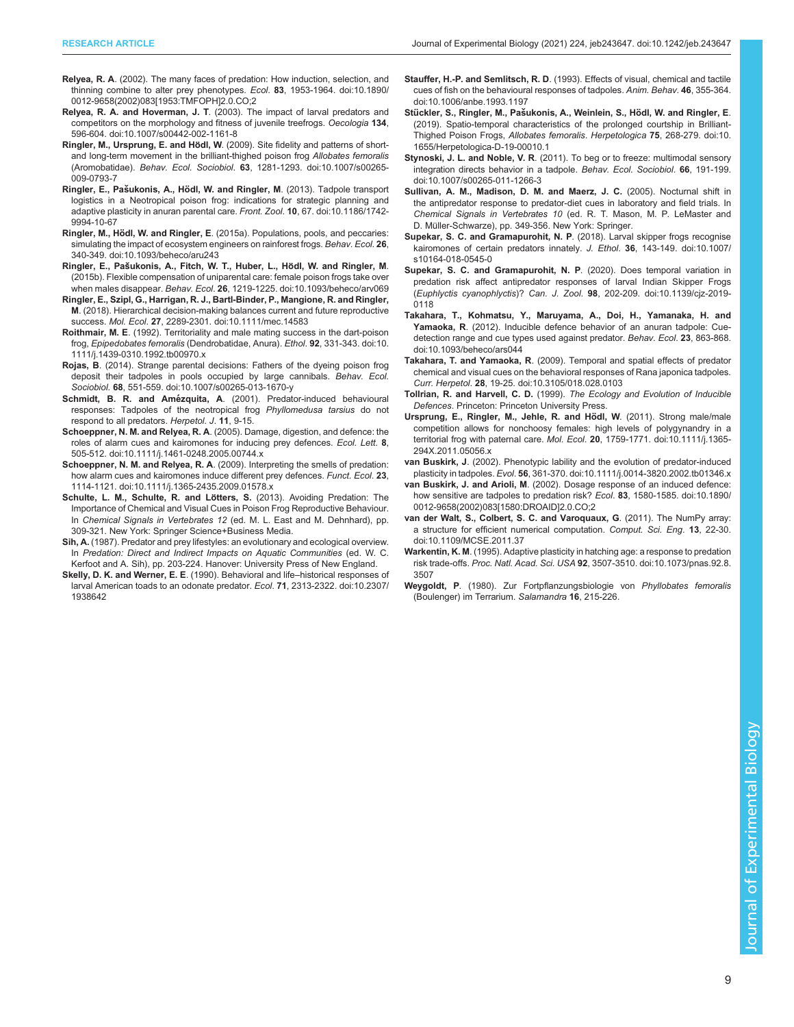**Relyea, R. A**. (2002). The many faces of predation: How induction, selection, and thinning combine to alter prey phenotypes. *Ecol*. **83**, 1953-1964. doi:10.1890/0012-9658(2002)083[1953:TMFOPH]2.0.CO;2

**Relyea, R. A. and Hoverman, J. T**. (2003). The impact of larval predators and competitors on the morphology and fitness of juvenile treefrogs. *Oecologia* **134**, 596-604. doi:10.1007/s00442-002-1161-8

**Ringler, M., Ursprung, E. and Hödl, W**. (2009). Site fidelity and patterns of short- and long-term movement in the brilliant-thighed poison frog *Allobates femoralis* (Aromobatidae). *Behav. Ecol. Sociobiol*. **63**, 1281-1293. doi:10.1007/s00265-009-0793-7

**Ringler, E., Pašukonis, A., Hödl, W. and Ringler, M**. (2013). Tadpole transport logistics in a Neotropical poison frog: indications for strategic planning and adaptive plasticity in anuran parental care. *Front. Zool*. **10**, 67. doi:10.1186/1742-9994-10-67

**Ringler, M., Hödl, W. and Ringler, E**. (2015a). Populations, pools, and peccaries: simulating the impact of ecosystem engineers on rainforest frogs. *Behav. Ecol*. **26**, 340-349. doi:10.1093/beheco/aru243

**Ringler, E., Pašukonis, A., Fitch, W. T., Huber, L., Hödl, W. and Ringler, M**. (2015b). Flexible compensation of uniparental care: female poison frogs take over when males disappear. *Behav. Ecol*. **26**, 1219-1225. doi:10.1093/beheco/arv069

**Ringler, E., Szipl, G., Harrigan, R. J., Bartl-Binder, P., Mangione, R. and Ringler, M**. (2018). Hierarchical decision-making balances current and future reproductive success. *Mol. Ecol*. **27**, 2289-2301. doi:10.1111/mec.14583

**Roithmair, M. E**. (1992). Territoriality and male mating success in the dart-poison frog, *Epipedobates femoralis* (Dendrobatidae, Anura). *Ethol*. **92**, 331-343. doi:10.1111/j.1439-0310.1992.tb00970.x

**Rojas, B**. (2014). Strange parental decisions: Fathers of the dyeing poison frog deposit their tadpoles in pools occupied by large cannibals. *Behav. Ecol. Sociobiol*. **68**, 551-559. doi:10.1007/s00265-013-1670-y

**Schmidt, B. R. and Amézquita, A**. (2001). Predator-induced behavioural responses: Tadpoles of the neotropical frog *Phyllomedusa tarsius* do not respond to all predators. *Herpetol. J*. **11**, 9-15.

**Schoeppner, N. M. and Relyea, R. A**. (2005). Damage, digestion, and defence: the roles of alarm cues and kairomones for inducing prey defences. *Ecol. Lett*. **8**, 505-512. doi:10.1111/j.1461-0248.2005.00744.x

**Schoeppner, N. M. and Relyea, R. A**. (2009). Interpreting the smells of predation: how alarm cues and kairomones induce different prey defences. *Funct. Ecol*. **23**, 1114-1121. doi:10.1111/j.1365-2435.2009.01578.x

**Schulte, L. M., Schulte, R. and Lötters, S**. (2013). Avoiding Predation: The Importance of Chemical and Visual Cues in Poison Frog Reproductive Behaviour. In *Chemical Signals in Vertebrates 12* (ed. M. L. East and M. Dehnhard), pp. 309-321. New York: Springer Science+Business Media.

**Sih, A.** (1987). Predator and prey lifestyles: an evolutionary and ecological overview. In *Predation: Direct and Indirect Impacts on Aquatic Communities* (ed. W. C. Kerfoot and A. Sih), pp. 203-224. Hanover: University Press of New England.

**Skelly, D. K. and Werner, E. E**. (1990). Behavioral and life–historical responses of larval American toads to an odonate predator. *Ecol*. **71**, 2313-2322. doi:10.2307/1938642

**Stauffer, H.-P. and Semlitsch, R. D**. (1993). Effects of visual, chemical and tactile cues of fish on the behavioural responses of tadpoles. *Anim. Behav*. **46**, 355-364. doi:10.1006/anbe.1993.1197

**Stückler, S., Ringler, M., Pašukonis, A., Weinlein, S., Hödl, W. and Ringler, E**. (2019). Spatio-temporal characteristics of the prolonged courtship in Brilliant-Thighed Poison Frogs, *Allobates femoralis*. *Herpetologica* **75**, 268-279. doi:10.1655/Herpetologica-D-19-00010.1

**Stynoski, J. L. and Noble, V. R**. (2011). To beg or to freeze: multimodal sensory integration directs behavior in a tadpole. *Behav. Ecol. Sociobiol*. **66**, 191-199. doi:10.1007/s00265-011-1266-3

**Sullivan, A. M., Madison, D. M. and Maerz, J. C**. (2005). Nocturnal shift in the antipredator response to predator-diet cues in laboratory and field trials. In *Chemical Signals in Vertebrates 10* (ed. R. T. Mason, M. P. LeMaster and D. Müller-Schwarze), pp. 349-356. New York: Springer.

**Supekar, S. C. and Gramapurohit, N. P**. (2018). Larval skipper frogs recognise kairomones of certain predators innately. *J. Ethol*. **36**, 143-149. doi:10.1007/s10164-018-0545-0

**Supekar, S. C. and Gramapurohit, N. P**. (2020). Does temporal variation in predation risk affect antipredator responses of larval Indian Skipper Frogs (*Euphlyctis cyanophlyctis*)? *Can. J. Zool*. **98**, 202-209. doi:10.1139/cjz-2019-0118

**Takahara, T., Kohmatsu, Y., Maruyama, A., Doi, H., Yamanaka, H. and Yamaoka, R**. (2012). Inducible defence behavior of an anuran tadpole: Cue-detection range and cue types used against predator. *Behav. Ecol*. **23**, 863-868. doi:10.1093/beheco/ars044

**Takahara, T. and Yamaoka, R**. (2009). Temporal and spatial effects of predator chemical and visual cues on the behavioral responses of Rana japonica tadpoles. *Curr. Herpetol*. **28**, 19-25. doi:10.3105/018.028.0103

**Tollrian, R. and Harvell, C. D.** (1999). *The Ecology and Evolution of Inducible Defences*. Princeton: Princeton University Press.

**Ursprung, E., Ringler, M., Jehle, R. and Hödl, W**. (2011). Strong male/male competition allows for nonchoosy females: high levels of polygynandry in a territorial frog with paternal care. *Mol. Ecol*. **20**, 1759-1771. doi:10.1111/j.1365-294X.2011.05056.x

**van Buskirk, J**. (2002). Phenotypic lability and the evolution of predator-induced plasticity in tadpoles. *Evol*. **56**, 361-370. doi:10.1111/j.0014-3820.2002.tb01346.x

**van Buskirk, J. and Arioli, M**. (2002). Dosage response of an induced defence: how sensitive are tadpoles to predation risk? *Ecol*. **83**, 1580-1585. doi:10.1890/0012-9658(2002)083[1580:DROAID]2.0.CO;2

**van der Walt, S., Colbert, S. C. and Varoquaux, G**. (2011). The NumPy array: a structure for efficient numerical computation. *Comput. Sci. Eng*. **13**, 22-30. doi:10.1109/MCSE.2011.37

**Warkentin, K. M**. (1995). Adaptive plasticity in hatching age: a response to predation risk trade-offs. *Proc. Natl. Acad. Sci. USA* **92**, 3507-3510. doi:10.1073/pnas.92.8.3507

**Weygoldt, P**. (1980). Zur Fortpflanzungsbiologie von *Phyllobates femoralis* (Boulenger) im Terrarium. *Salamandra* **16**, 215-226.